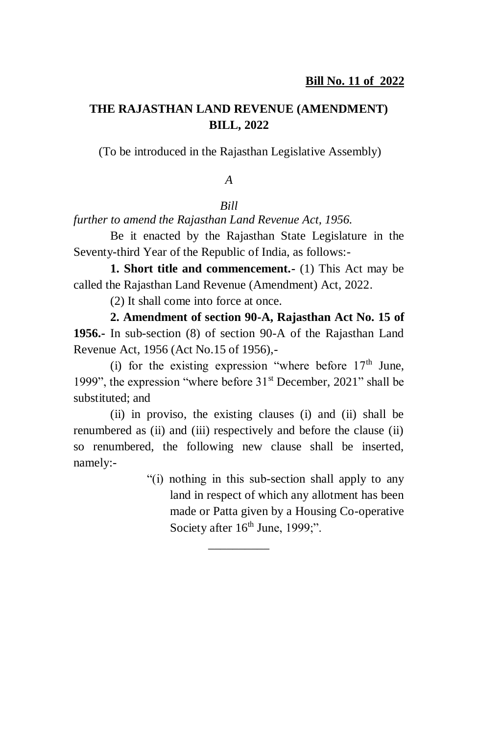**Bill No. 11 of 2022**

# THE RAJASTHAN LAND REVENUE (AMENDMENT) BILL, 2022

(To be introduced in the Rajasthan Legislative Assembly)

*A*

*Bill*

*further to amend the Rajasthan Land Revenue Act, 1956.*

Be it enacted by the Rajasthan State Legislature in the Seventy-third Year of the Republic of India, as follows:-

**1. Short title and commencement.-** (1) This Act may be called the Rajasthan Land Revenue (Amendment) Act, 2022.

(2) It shall come into force at once.

**2. Amendment of section 90-A, Rajasthan Act No. 15 of 1956.-** In sub-section (8) of section 90-A of the Rajasthan Land Revenue Act, 1956 (Act No.15 of 1956),-

(i) for the existing expression "where before 17th June, 1999", the expression "where before 31st December, 2021" shall be substituted; and

(ii) in proviso, the existing clauses (i) and (ii) shall be renumbered as (ii) and (iii) respectively and before the clause (ii) so renumbered, the following new clause shall be inserted, namely:-

> "(i) nothing in this sub-section shall apply to any land in respect of which any allotment has been made or Patta given by a Housing Co-operative Society after 16th June, 1999;".

__________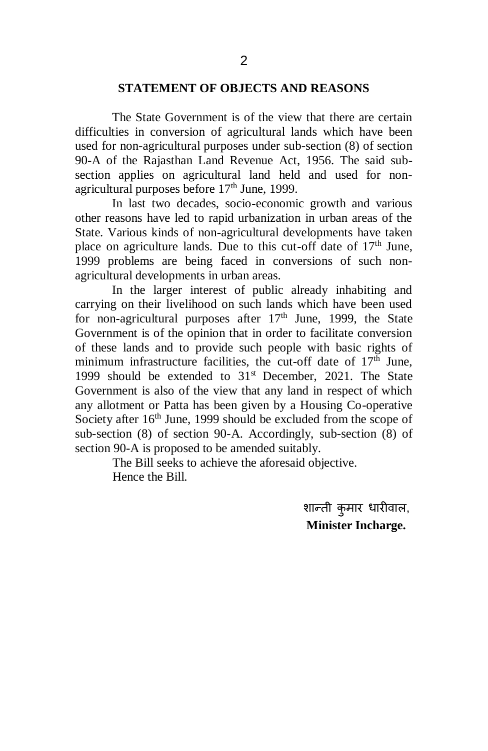## STATEMENT OF OBJECTS AND REASONS

The State Government is of the view that there are certain difficulties in conversion of agricultural lands which have been used for non-agricultural purposes under sub-section (8) of section 90-A of the Rajasthan Land Revenue Act, 1956. The said sub-section applies on agricultural land held and used for non-agricultural purposes before 17th June, 1999.

In last two decades, socio-economic growth and various other reasons have led to rapid urbanization in urban areas of the State. Various kinds of non-agricultural developments have taken place on agriculture lands. Due to this cut-off date of 17th June, 1999 problems are being faced in conversions of such non-agricultural developments in urban areas.

In the larger interest of public already inhabiting and carrying on their livelihood on such lands which have been used for non-agricultural purposes after 17th June, 1999, the State Government is of the opinion that in order to facilitate conversion of these lands and to provide such people with basic rights of minimum infrastructure facilities, the cut-off date of 17th June, 1999 should be extended to 31st December, 2021. The State Government is also of the view that any land in respect of which any allotment or Patta has been given by a Housing Co-operative Society after 16th June, 1999 should be excluded from the scope of sub-section (8) of section 90-A. Accordingly, sub-section (8) of section 90-A is proposed to be amended suitably.

The Bill seeks to achieve the aforesaid objective.

Hence the Bill.

शान्ती कुमार धारीवाल,
**Minister Incharge.**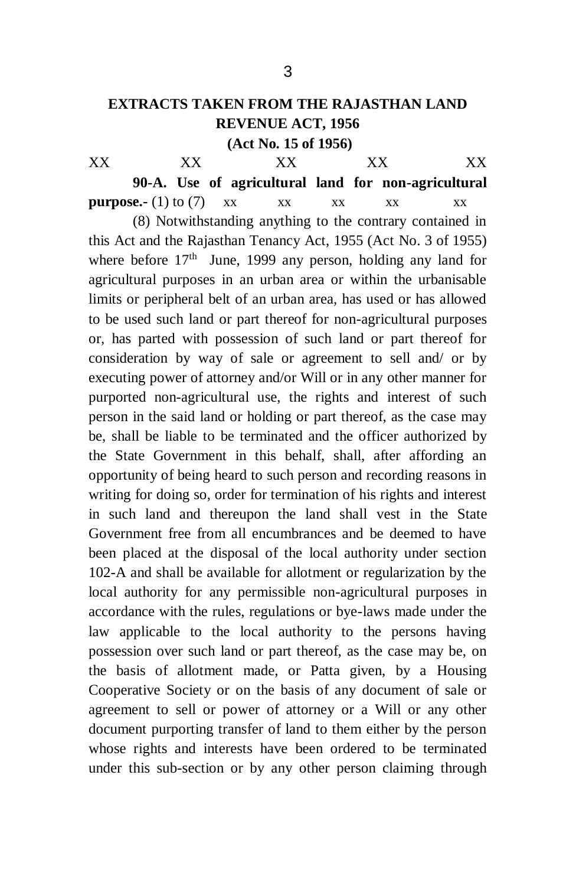## EXTRACTS TAKEN FROM THE RAJASTHAN LAND REVENUE ACT, 1956

**(Act No. 15 of 1956)**

XX XX XX XX XX

**90-A. Use of agricultural land for non-agricultural purpose.-** (1) to (7) xx xx xx xx xx

(8) Notwithstanding anything to the contrary contained in this Act and the Rajasthan Tenancy Act, 1955 (Act No. 3 of 1955) where before 17th June, 1999 any person, holding any land for agricultural purposes in an urban area or within the urbanisable limits or peripheral belt of an urban area, has used or has allowed to be used such land or part thereof for non-agricultural purposes or, has parted with possession of such land or part thereof for consideration by way of sale or agreement to sell and/ or by executing power of attorney and/or Will or in any other manner for purported non-agricultural use, the rights and interest of such person in the said land or holding or part thereof, as the case may be, shall be liable to be terminated and the officer authorized by the State Government in this behalf, shall, after affording an opportunity of being heard to such person and recording reasons in writing for doing so, order for termination of his rights and interest in such land and thereupon the land shall vest in the State Government free from all encumbrances and be deemed to have been placed at the disposal of the local authority under section 102-A and shall be available for allotment or regularization by the local authority for any permissible non-agricultural purposes in accordance with the rules, regulations or bye-laws made under the law applicable to the local authority to the persons having possession over such land or part thereof, as the case may be, on the basis of allotment made, or Patta given, by a Housing Cooperative Society or on the basis of any document of sale or agreement to sell or power of attorney or a Will or any other document purporting transfer of land to them either by the person whose rights and interests have been ordered to be terminated under this sub-section or by any other person claiming through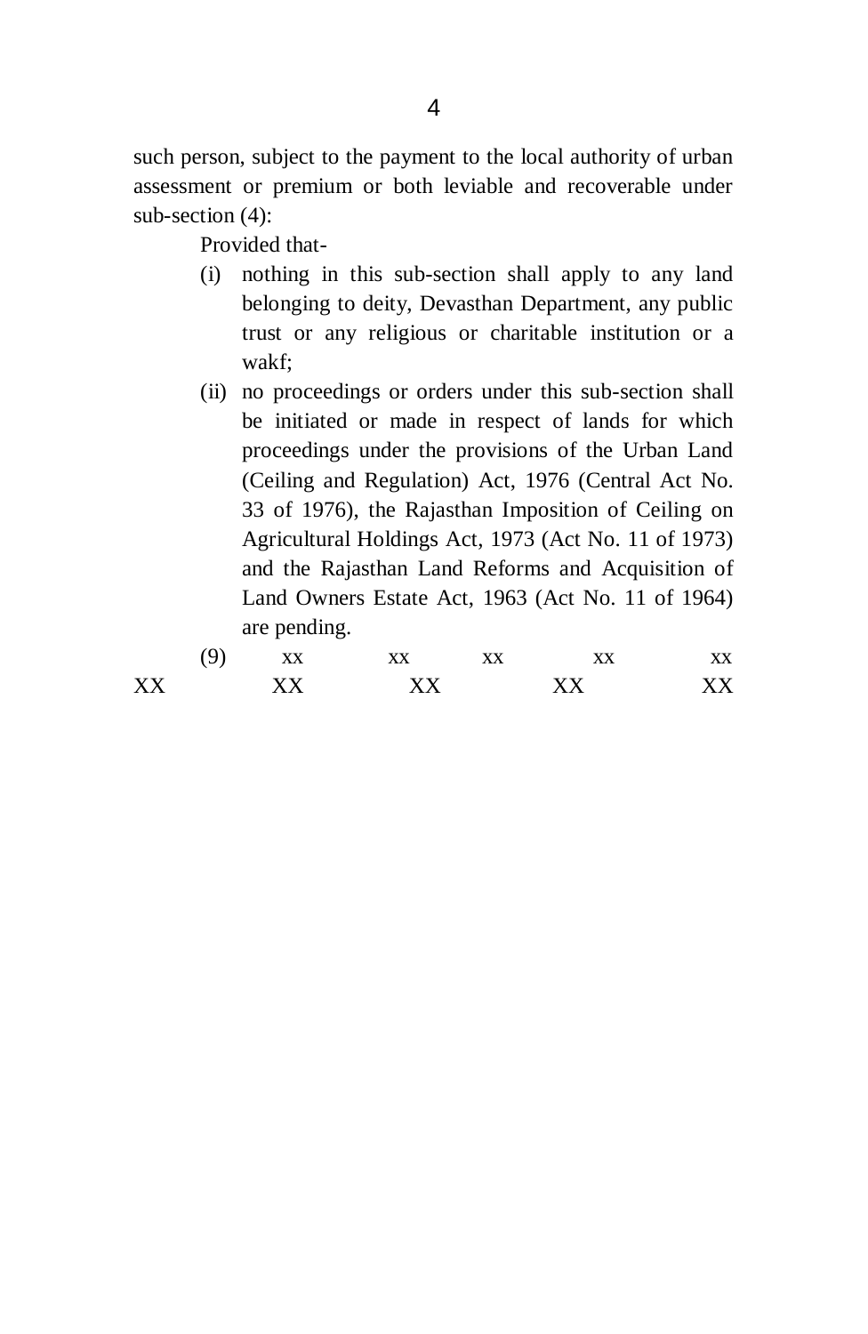such person, subject to the payment to the local authority of urban assessment or premium or both leviable and recoverable under sub-section (4):

Provided that-

(i) nothing in this sub-section shall apply to any land belonging to deity, Devasthan Department, any public trust or any religious or charitable institution or a wakf;

(ii) no proceedings or orders under this sub-section shall be initiated or made in respect of lands for which proceedings under the provisions of the Urban Land (Ceiling and Regulation) Act, 1976 (Central Act No. 33 of 1976), the Rajasthan Imposition of Ceiling on Agricultural Holdings Act, 1973 (Act No. 11 of 1973) and the Rajasthan Land Reforms and Acquisition of Land Owners Estate Act, 1963 (Act No. 11 of 1964) are pending.

(9) xx xx xx xx xx XX XX XX XX XX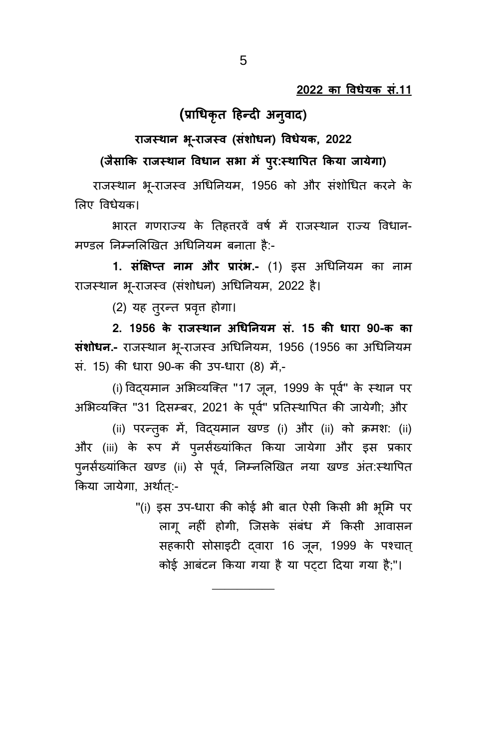**2022 का विधेयक सं.11**

## (प्राधिकृत हिन्दी अनुवाद)

## राजस्थान भू-राजस्व (संशोधन) विधेयक, 2022

### (जैसाकि राजस्थान विधान सभा में पुर:स्थापित किया जायेगा)

राजस्थान भू-राजस्व अधिनियम, 1956 को और संशोधित करने के लिए विधेयक।

भारत गणराज्य के तिहत्तरवें वर्ष में राजस्थान राज्य विधान-मण्डल निम्नलिखित अधिनियम बनाता है:-

**1. संक्षिप्त नाम और प्रारंभ.-** (1) इस अधिनियम का नाम राजस्थान भू-राजस्व (संशोधन) अधिनियम, 2022 है।

(2) यह तुरन्त प्रवृत्त होगा।

**2. 1956 के राजस्थान अधिनियम सं. 15 की धारा 90-क का संशोधन.-** राजस्थान भू-राजस्व अधिनियम, 1956 (1956 का अधिनियम सं. 15) की धारा 90-क की उप-धारा (8) में,-

(i) विद्यमान अभिव्यक्ति "17 जून, 1999 के पूर्व" के स्थान पर अभिव्यक्ति "31 दिसम्बर, 2021 के पूर्व" प्रतिस्थापित की जायेगी; और

(ii) परन्तुक में, विद्यमान खण्ड (i) और (ii) को क्रमश: (ii) और (iii) के रूप में पुनर्संख्यांकित किया जायेगा और इस प्रकार पुनर्संख्यांकित खण्ड (ii) से पूर्व, निम्नलिखित नया खण्ड अंत:स्थापित किया जायेगा, अर्थात्:-

> "(i) इस उप-धारा की कोई भी बात ऐसी किसी भी भूमि पर लागू नहीं होगी, जिसके संबंध में किसी आवासन सहकारी सोसाइटी द्वारा 16 जून, 1999 के पश्चात् कोई आबंटन किया गया है या पट्टा दिया गया है;"।

---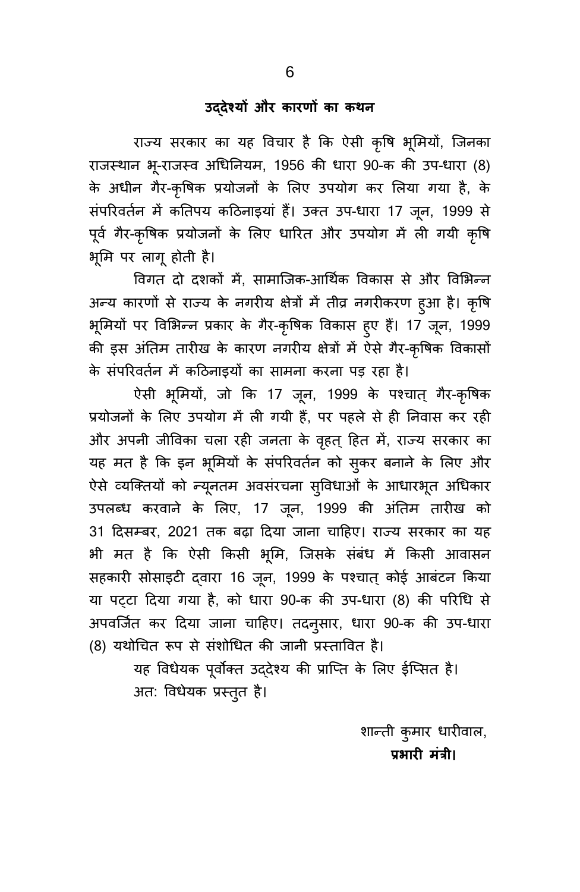## उद्देश्यों और कारणों का कथन

राज्य सरकार का यह विचार है कि ऐसी कृषि भूमियों, जिनका राजस्थान भू-राजस्व अधिनियम, 1956 की धारा 90-क की उप-धारा (8) के अधीन गैर-कृषिक प्रयोजनों के लिए उपयोग कर लिया गया है, के संपरिवर्तन में कतिपय कठिनाइयां हैं। उक्त उप-धारा 17 जून, 1999 से पूर्व गैर-कृषिक प्रयोजनों के लिए धारित और उपयोग में ली गयी कृषि भूमि पर लागू होती है।

विगत दो दशकों में, सामाजिक-आर्थिक विकास से और विभिन्न अन्य कारणों से राज्य के नगरीय क्षेत्रों में तीव्र नगरीकरण हुआ है। कृषि भूमियों पर विभिन्न प्रकार के गैर-कृषिक विकास हुए हैं। 17 जून, 1999 की इस अंतिम तारीख के कारण नगरीय क्षेत्रों में ऐसे गैर-कृषिक विकासों के संपरिवर्तन में कठिनाइयों का सामना करना पड़ रहा है।

ऐसी भूमियों, जो कि 17 जून, 1999 के पश्चात् गैर-कृषिक प्रयोजनों के लिए उपयोग में ली गयी हैं, पर पहले से ही निवास कर रही और अपनी जीविका चला रही जनता के वृहत् हित में, राज्य सरकार का यह मत है कि इन भूमियों के संपरिवर्तन को सुकर बनाने के लिए और ऐसे व्यक्तियों को न्यूनतम अवसंरचना सुविधाओं के आधारभूत अधिकार उपलब्ध करवाने के लिए, 17 जून, 1999 की अंतिम तारीख को 31 दिसम्बर, 2021 तक बढ़ा दिया जाना चाहिए। राज्य सरकार का यह भी मत है कि ऐसी किसी भूमि, जिसके संबंध में किसी आवासन सहकारी सोसाइटी द्वारा 16 जून, 1999 के पश्चात् कोई आबंटन किया या पट्टा दिया गया है, को धारा 90-क की उप-धारा (8) की परिधि से अपवर्जित कर दिया जाना चाहिए। तदनुसार, धारा 90-क की उप-धारा (8) यथोचित रूप से संशोधित की जानी प्रस्तावित है।

यह विधेयक पूर्वोक्त उद्देश्य की प्राप्ति के लिए ईप्सित है।

अत: विधेयक प्रस्तुत है।

शान्ती कुमार धारीवाल,
**प्रभारी मंत्री।**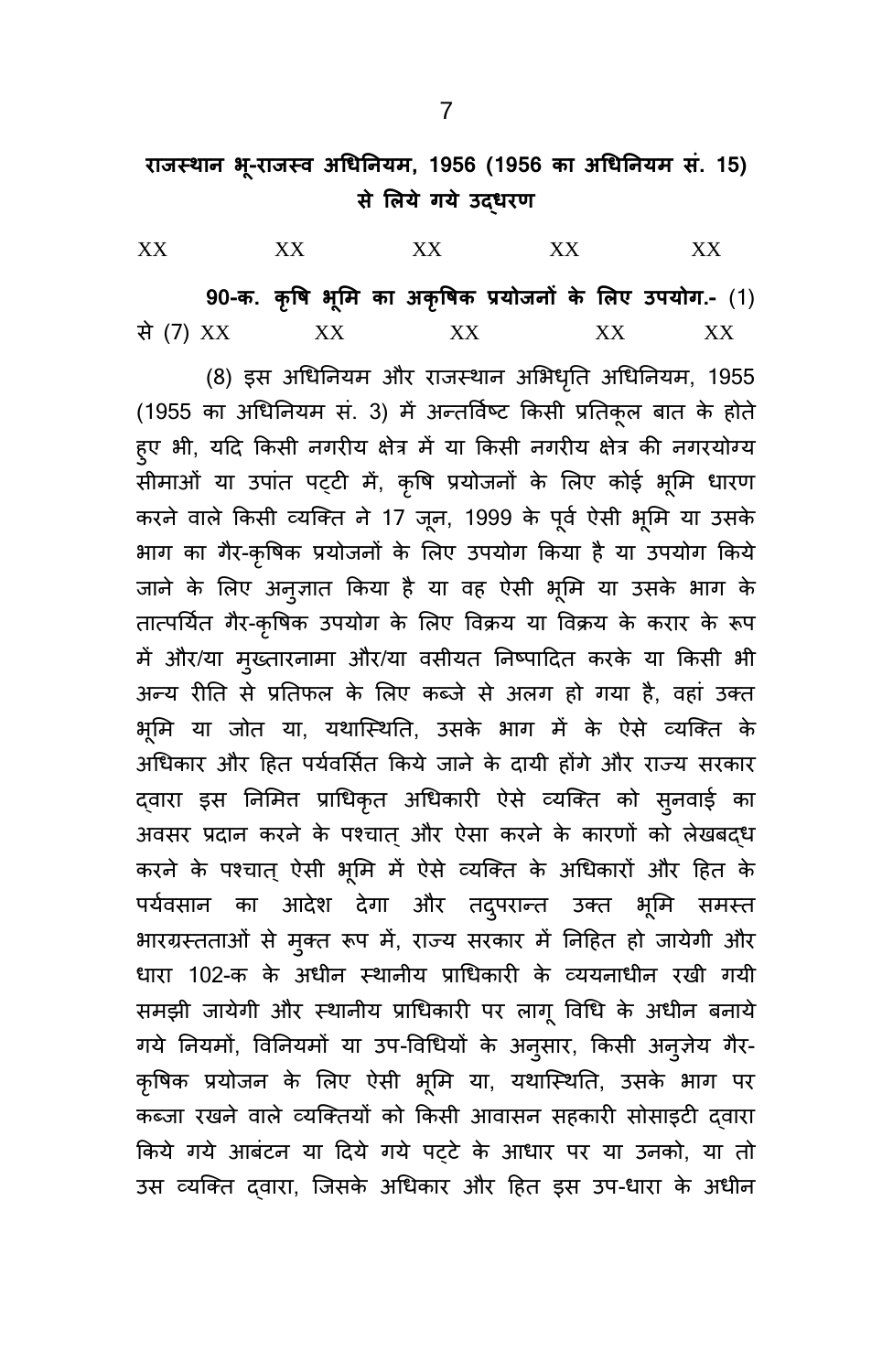## राजस्थान भू-राजस्व अधिनियम, 1956 (1956 का अधिनियम सं. 15) से लिये गये उद्धरण

XX XX XX XX XX

**90-क. कृषि भूमि का अकृषिक प्रयोजनों के लिए उपयोग.-** (1) से (7) XX XX XX XX XX

(8) इस अधिनियम और राजस्थान अभिधृति अधिनियम, 1955 (1955 का अधिनियम सं. 3) में अन्तर्विष्ट किसी प्रतिकूल बात के होते हुए भी, यदि किसी नगरीय क्षेत्र में या किसी नगरीय क्षेत्र की नगरयोग्य सीमाओं या उपांत पट्टी में, कृषि प्रयोजनों के लिए कोई भूमि धारण करने वाले किसी व्यक्ति ने 17 जून, 1999 के पूर्व ऐसी भूमि या उसके भाग का गैर-कृषिक प्रयोजनों के लिए उपयोग किया है या उपयोग किये जाने के लिए अनुज्ञात किया है या वह ऐसी भूमि या उसके भाग के तात्पर्यित गैर-कृषिक उपयोग के लिए विक्रय या विक्रय के करार के रूप में और/या मुख्तारनामा और/या वसीयत निष्पादित करके या किसी भी अन्य रीति से प्रतिफल के लिए कब्जे से अलग हो गया है, वहां उक्त भूमि या जोत या, यथास्थिति, उसके भाग में के ऐसे व्यक्ति के अधिकार और हित पर्यवसित किये जाने के दायी होंगे और राज्य सरकार द्वारा इस निमित्त प्राधिकृत अधिकारी ऐसे व्यक्ति को सुनवाई का अवसर प्रदान करने के पश्चात् और ऐसा करने के कारणों को लेखबद्ध करने के पश्चात् ऐसी भूमि में ऐसे व्यक्ति के अधिकारों और हित के पर्यवसान का आदेश देगा और तदुपरान्त उक्त भूमि समस्त भारग्रस्तताओं से मुक्त रूप में, राज्य सरकार में निहित हो जायेगी और धारा 102-क के अधीन स्थानीय प्राधिकारी के व्ययनाधीन रखी गयी समझी जायेगी और स्थानीय प्राधिकारी पर लागू विधि के अधीन बनाये गये नियमों, विनियमों या उप-विधियों के अनुसार, किसी अनुज्ञेय गैर-कृषिक प्रयोजन के लिए ऐसी भूमि या, यथास्थिति, उसके भाग पर कब्जा रखने वाले व्यक्तियों को किसी आवासन सहकारी सोसाइटी द्वारा किये गये आबंटन या दिये गये पट्टे के आधार पर या उनको, या तो उस व्यक्ति द्वारा, जिसके अधिकार और हित इस उप-धारा के अधीन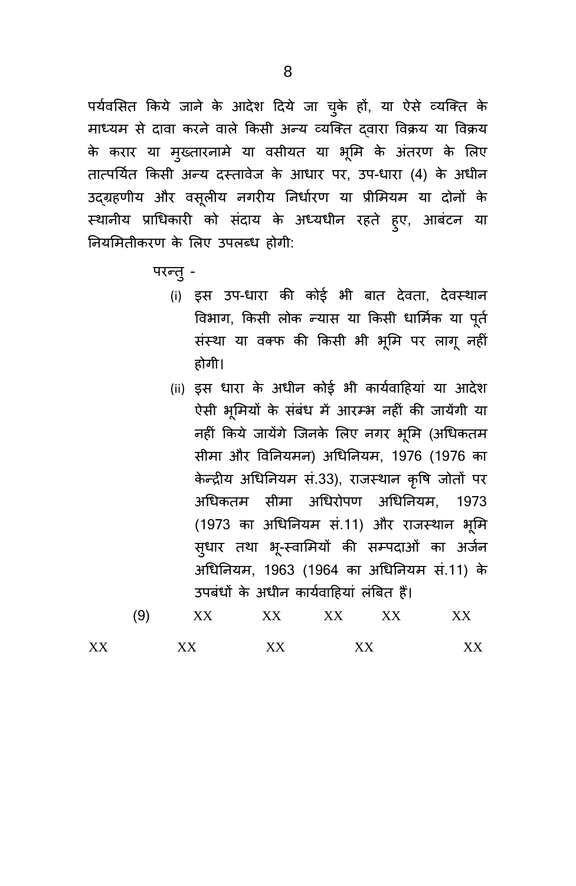पर्यवसित किये जाने के आदेश दिये जा चुके हों, या ऐसे व्यक्ति के माध्यम से दावा करने वाले किसी अन्य व्यक्ति द्वारा विक्रय या विक्रय के करार या मुख्तारनामे या वसीयत या भूमि के अंतरण के लिए तात्पर्यित किसी अन्य दस्तावेज के आधार पर, उप-धारा (4) के अधीन उद्ग्रहणीय और वसूलीय नगरीय निर्धारण या प्रीमियम या दोनों के स्थानीय प्राधिकारी को संदाय के अध्यधीन रहते हुए, आबंटन या नियमितीकरण के लिए उपलब्ध होगी:

परन्तु -

(i) इस उप-धारा की कोई भी बात देवता, देवस्थान विभाग, किसी लोक न्यास या किसी धार्मिक या पूर्त संस्था या वक्फ की किसी भी भूमि पर लागू नहीं होगी।

(ii) इस धारा के अधीन कोई भी कार्यवाहियां या आदेश ऐसी भूमियों के संबंध में आरम्भ नहीं की जायेंगी या नहीं किये जायेंगे जिनके लिए नगर भूमि (अधिकतम सीमा और विनियमन) अधिनियम, 1976 (1976 का केन्द्रीय अधिनियम सं.33), राजस्थान कृषि जोतों पर अधिकतम सीमा अधिरोपण अधिनियम, 1973 (1973 का अधिनियम सं.11) और राजस्थान भूमि सुधार तथा भू-स्वामियों की सम्पदाओं का अर्जन अधिनियम, 1963 (1964 का अधिनियम सं.11) के उपबंधों के अधीन कार्यवाहियां लंबित हैं।

(9) XX XX XX XX XX

XX XX XX XX XX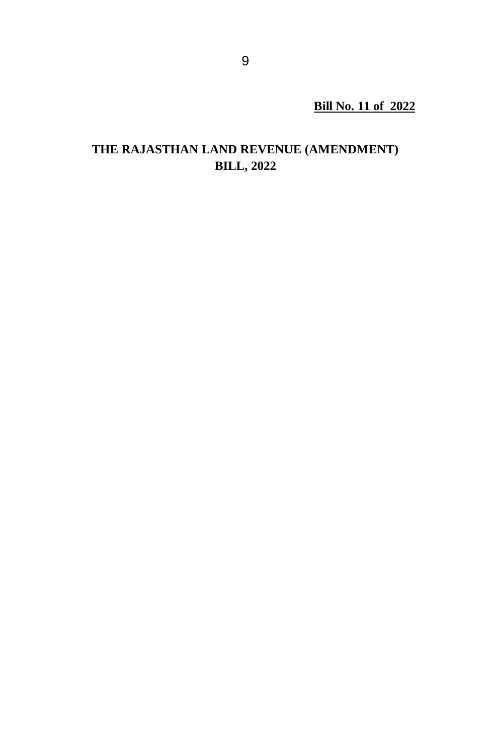**Bill No. 11 of 2022**

# THE RAJASTHAN LAND REVENUE (AMENDMENT) BILL, 2022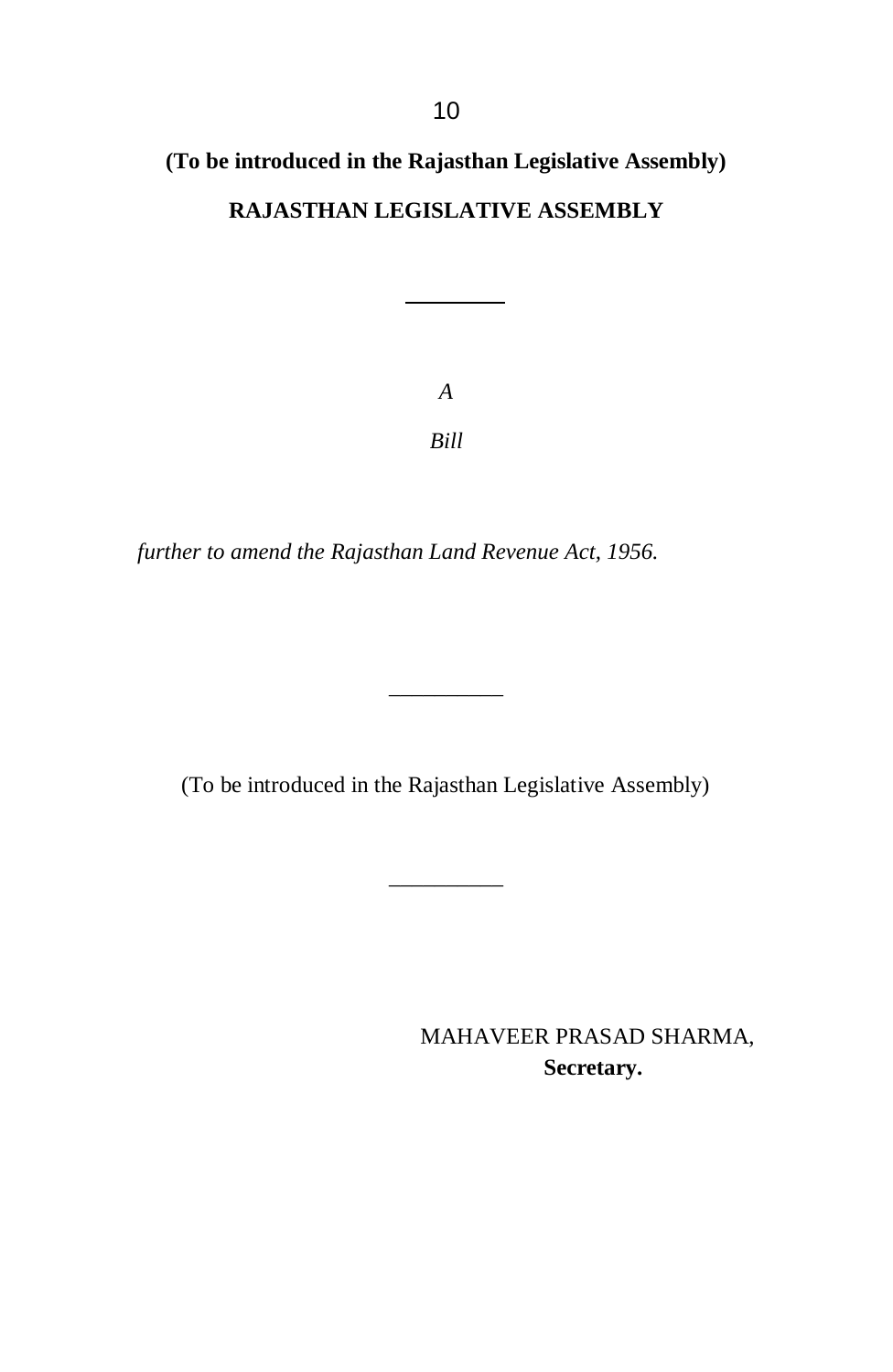**(To be introduced in the Rajasthan Legislative Assembly)**

**RAJASTHAN LEGISLATIVE ASSEMBLY**

---

*A*

*Bill*

*further to amend the Rajasthan Land Revenue Act, 1956.*

---

(To be introduced in the Rajasthan Legislative Assembly)

---

MAHAVEER PRASAD SHARMA,
**Secretary.**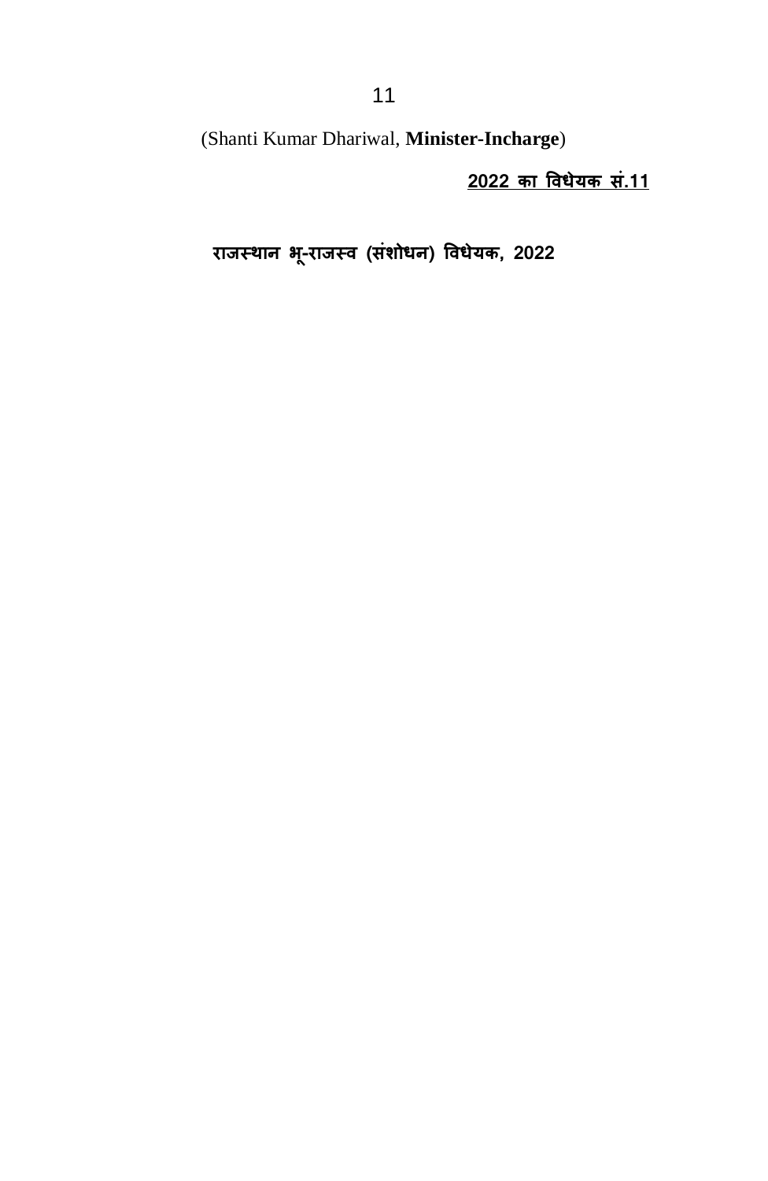(Shanti Kumar Dhariwal, **Minister-Incharge**)

<u>**2022 का विधेयक सं.11**</u>

**राजस्थान भू-राजस्व (संशोधन) विधेयक, 2022**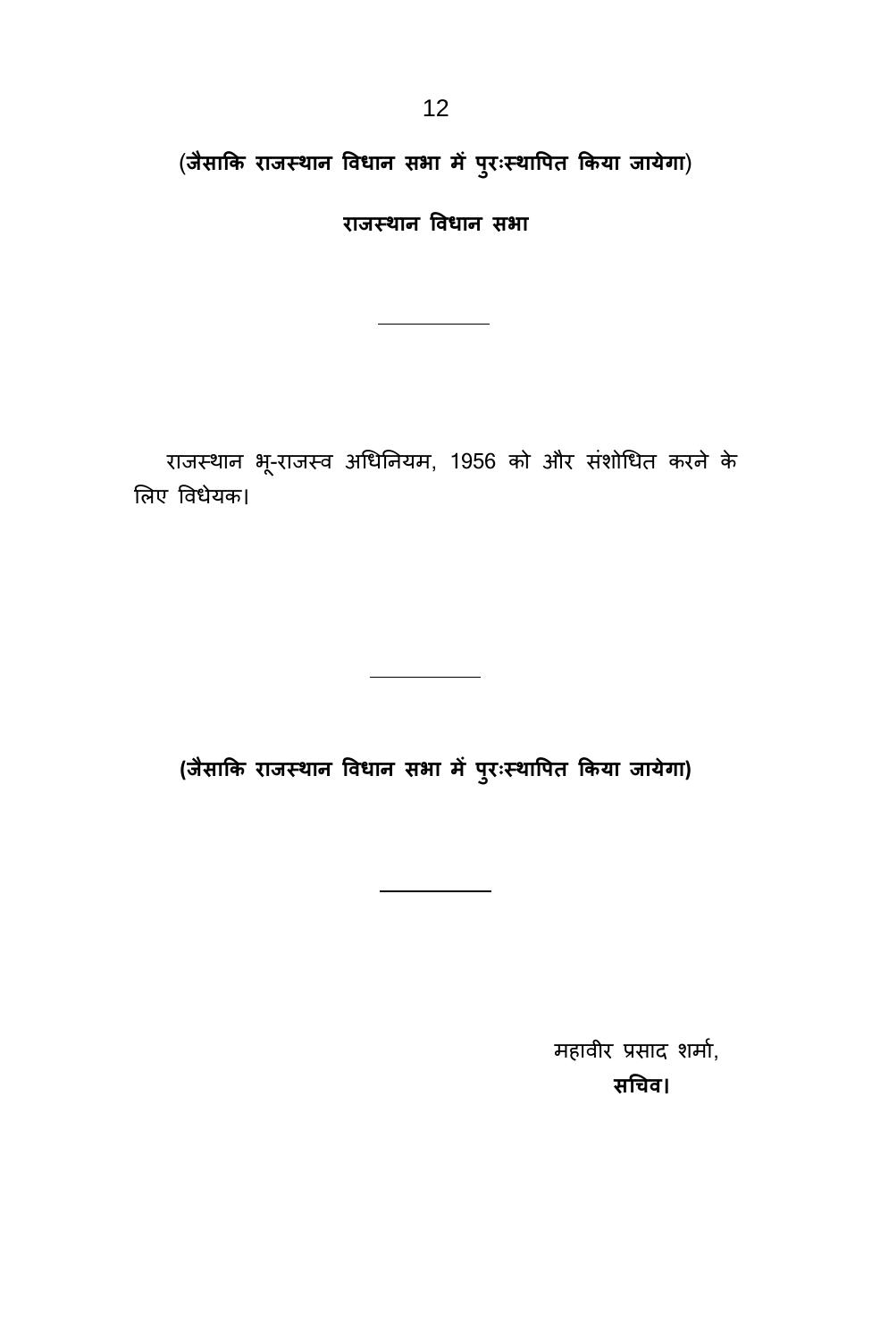**(जैसाकि राजस्थान विधान सभा में पुरःस्थापित किया जायेगा)**

**राजस्थान विधान सभा**

---

राजस्थान भू-राजस्व अधिनियम, 1956 को और संशोधित करने के लिए विधेयक।

---

**(जैसाकि राजस्थान विधान सभा में पुरःस्थापित किया जायेगा)**

---

महावीर प्रसाद शर्मा,
**सचिव।**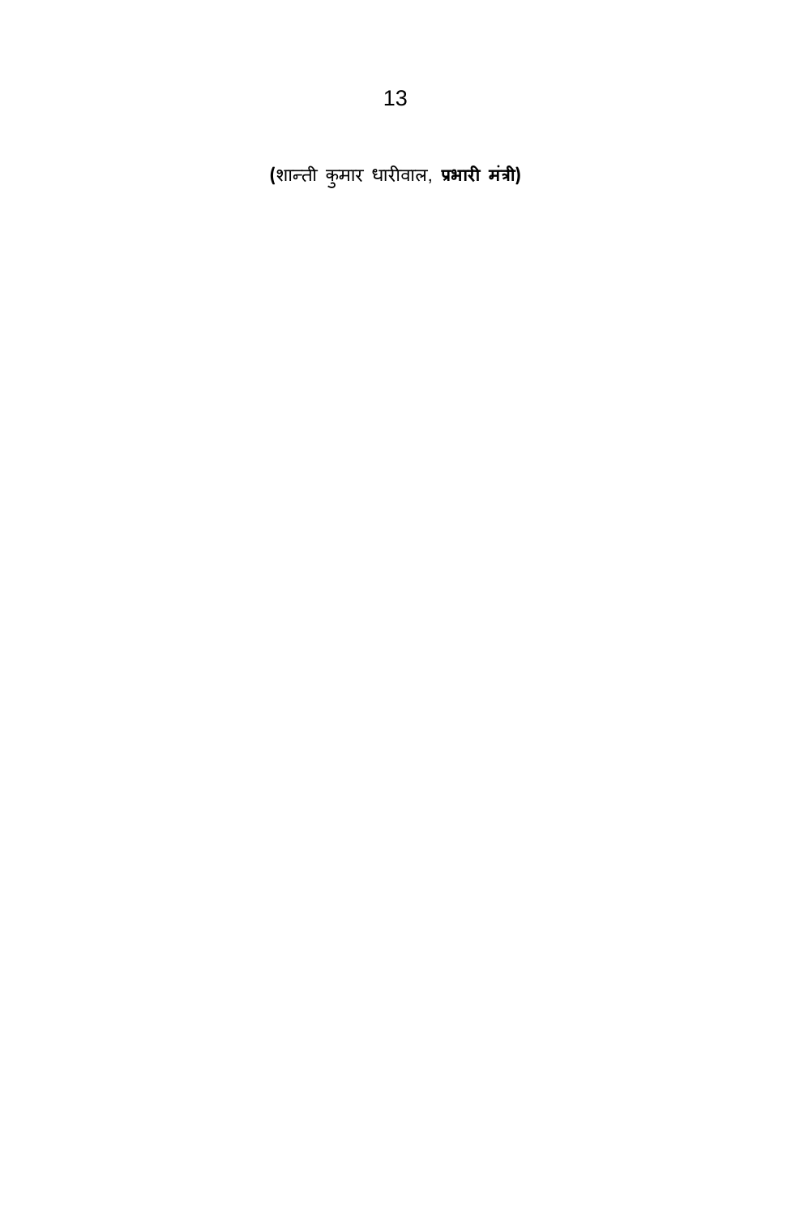(शान्ती कुमार धारीवाल, **प्रभारी मंत्री)**